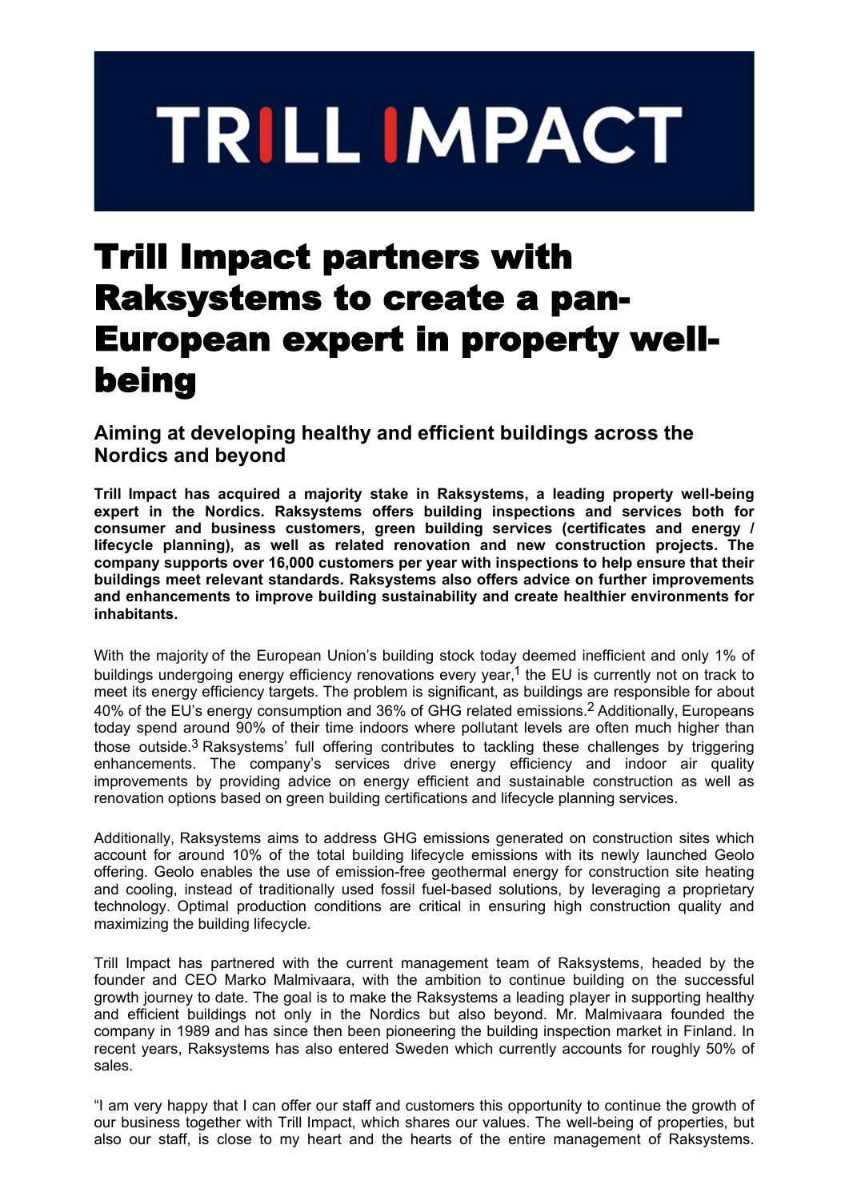TRILL IMPACT

# Trill Impact partners with Raksystems to create a pan-European expert in property well-being

## Aiming at developing healthy and efficient buildings across the Nordics and beyond

**Trill Impact has acquired a majority stake in Raksystems, a leading property well-being expert in the Nordics. Raksystems offers building inspections and services both for consumer and business customers, green building services (certificates and energy / lifecycle planning), as well as related renovation and new construction projects. The company supports over 16,000 customers per year with inspections to help ensure that their buildings meet relevant standards. Raksystems also offers advice on further improvements and enhancements to improve building sustainability and create healthier environments for inhabitants.**

With the majority of the European Union's building stock today deemed inefficient and only 1% of buildings undergoing energy efficiency renovations every year,[1] the EU is currently not on track to meet its energy efficiency targets. The problem is significant, as buildings are responsible for about 40% of the EU's energy consumption and 36% of GHG related emissions.[2] Additionally, Europeans today spend around 90% of their time indoors where pollutant levels are often much higher than those outside.[3] Raksystems' full offering contributes to tackling these challenges by triggering enhancements. The company's services drive energy efficiency and indoor air quality improvements by providing advice on energy efficient and sustainable construction as well as renovation options based on green building certifications and lifecycle planning services.

Additionally, Raksystems aims to address GHG emissions generated on construction sites which account for around 10% of the total building lifecycle emissions with its newly launched Geolo offering. Geolo enables the use of emission-free geothermal energy for construction site heating and cooling, instead of traditionally used fossil fuel-based solutions, by leveraging a proprietary technology. Optimal production conditions are critical in ensuring high construction quality and maximizing the building lifecycle.

Trill Impact has partnered with the current management team of Raksystems, headed by the founder and CEO Marko Malmivaara, with the ambition to continue building on the successful growth journey to date. The goal is to make the Raksystems a leading player in supporting healthy and efficient buildings not only in the Nordics but also beyond. Mr. Malmivaara founded the company in 1989 and has since then been pioneering the building inspection market in Finland. In recent years, Raksystems has also entered Sweden which currently accounts for roughly 50% of sales.

"I am very happy that I can offer our staff and customers this opportunity to continue the growth of our business together with Trill Impact, which shares our values. The well-being of properties, but also our staff, is close to my heart and the hearts of the entire management of Raksystems.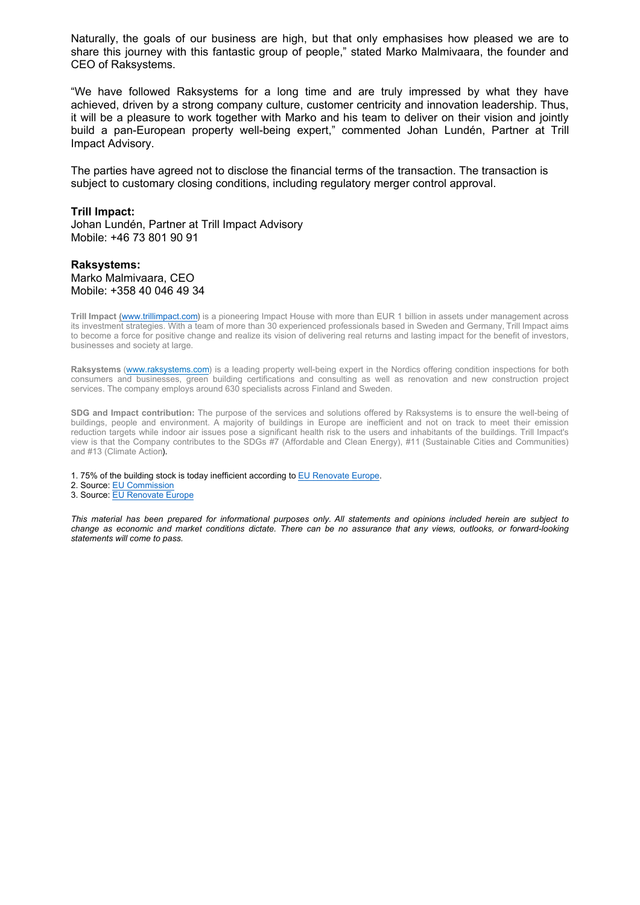Naturally, the goals of our business are high, but that only emphasises how pleased we are to share this journey with this fantastic group of people," stated Marko Malmivaara, the founder and CEO of Raksystems.

"We have followed Raksystems for a long time and are truly impressed by what they have achieved, driven by a strong company culture, customer centricity and innovation leadership. Thus, it will be a pleasure to work together with Marko and his team to deliver on their vision and jointly build a pan-European property well-being expert," commented Johan Lundén, Partner at Trill Impact Advisory.

The parties have agreed not to disclose the financial terms of the transaction. The transaction is subject to customary closing conditions, including regulatory merger control approval.

**Trill Impact:**
Johan Lundén, Partner at Trill Impact Advisory
Mobile: +46 73 801 90 91

**Raksystems:**
Marko Malmivaara, CEO
Mobile: +358 40 046 49 34

**Trill Impact** (www.trillimpact.com) is a pioneering Impact House with more than EUR 1 billion in assets under management across its investment strategies. With a team of more than 30 experienced professionals based in Sweden and Germany, Trill Impact aims to become a force for positive change and realize its vision of delivering real returns and lasting impact for the benefit of investors, businesses and society at large.

**Raksystems** (www.raksystems.com) is a leading property well-being expert in the Nordics offering condition inspections for both consumers and businesses, green building certifications and consulting as well as renovation and new construction project services. The company employs around 630 specialists across Finland and Sweden.

**SDG and Impact contribution:** The purpose of the services and solutions offered by Raksystems is to ensure the well-being of buildings, people and environment. A majority of buildings in Europe are inefficient and not on track to meet their emission reduction targets while indoor air issues pose a significant health risk to the users and inhabitants of the buildings. Trill Impact's view is that the Company contributes to the SDGs #7 (Affordable and Clean Energy), #11 (Sustainable Cities and Communities) and #13 (Climate Action).

1. 75% of the building stock is today inefficient according to EU Renovate Europe.
2. Source: EU Commission
3. Source: EU Renovate Europe

*This material has been prepared for informational purposes only. All statements and opinions included herein are subject to change as economic and market conditions dictate. There can be no assurance that any views, outlooks, or forward-looking statements will come to pass.*